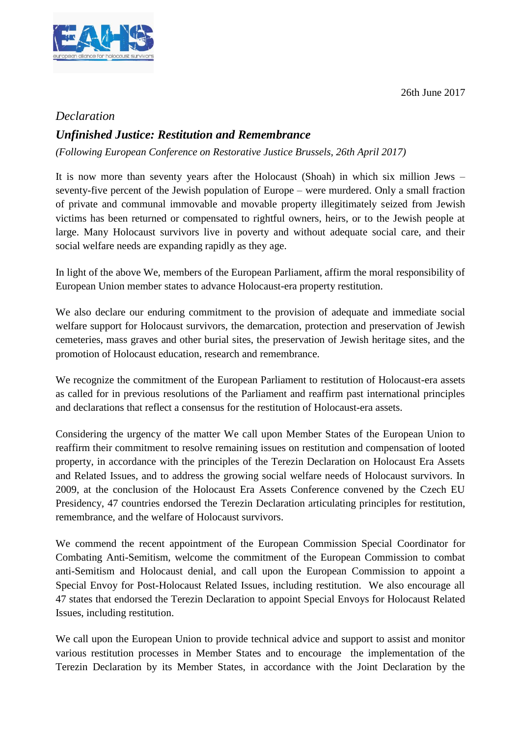26th June 2017

*Declaration*

## ***Unfinished Justice: Restitution and Remembrance***

*(Following European Conference on Restorative Justice Brussels, 26th April 2017)*

It is now more than seventy years after the Holocaust (Shoah) in which six million Jews – seventy-five percent of the Jewish population of Europe – were murdered. Only a small fraction of private and communal immovable and movable property illegitimately seized from Jewish victims has been returned or compensated to rightful owners, heirs, or to the Jewish people at large. Many Holocaust survivors live in poverty and without adequate social care, and their social welfare needs are expanding rapidly as they age.

In light of the above We, members of the European Parliament, affirm the moral responsibility of European Union member states to advance Holocaust-era property restitution.

We also declare our enduring commitment to the provision of adequate and immediate social welfare support for Holocaust survivors, the demarcation, protection and preservation of Jewish cemeteries, mass graves and other burial sites, the preservation of Jewish heritage sites, and the promotion of Holocaust education, research and remembrance.

We recognize the commitment of the European Parliament to restitution of Holocaust-era assets as called for in previous resolutions of the Parliament and reaffirm past international principles and declarations that reflect a consensus for the restitution of Holocaust-era assets.

Considering the urgency of the matter We call upon Member States of the European Union to reaffirm their commitment to resolve remaining issues on restitution and compensation of looted property, in accordance with the principles of the Terezin Declaration on Holocaust Era Assets and Related Issues, and to address the growing social welfare needs of Holocaust survivors. In 2009, at the conclusion of the Holocaust Era Assets Conference convened by the Czech EU Presidency, 47 countries endorsed the Terezin Declaration articulating principles for restitution, remembrance, and the welfare of Holocaust survivors.

We commend the recent appointment of the European Commission Special Coordinator for Combating Anti-Semitism, welcome the commitment of the European Commission to combat anti-Semitism and Holocaust denial, and call upon the European Commission to appoint a Special Envoy for Post-Holocaust Related Issues, including restitution. We also encourage all 47 states that endorsed the Terezin Declaration to appoint Special Envoys for Holocaust Related Issues, including restitution.

We call upon the European Union to provide technical advice and support to assist and monitor various restitution processes in Member States and to encourage the implementation of the Terezin Declaration by its Member States, in accordance with the Joint Declaration by the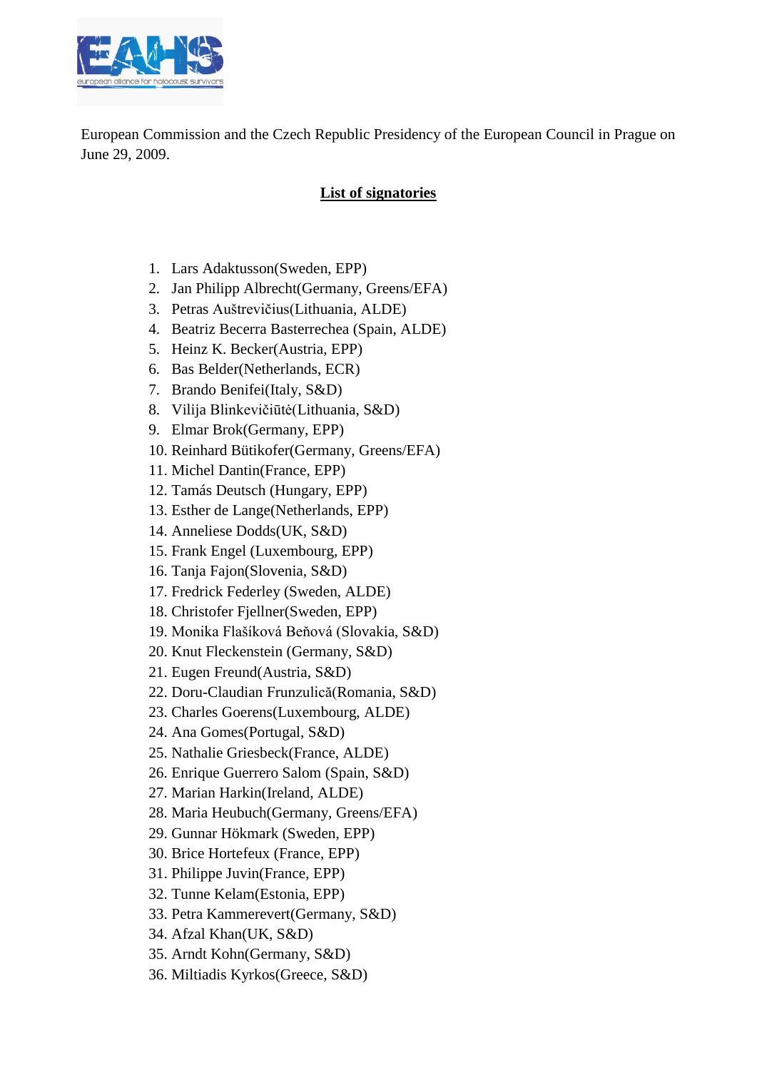European Commission and the Czech Republic Presidency of the European Council in Prague on June 29, 2009.

**List of signatories**

1. Lars Adaktusson(Sweden, EPP)
2. Jan Philipp Albrecht(Germany, Greens/EFA)
3. Petras Auštrevičius(Lithuania, ALDE)
4. Beatriz Becerra Basterrechea (Spain, ALDE)
5. Heinz K. Becker(Austria, EPP)
6. Bas Belder(Netherlands, ECR)
7. Brando Benifei(Italy, S&D)
8. Vilija Blinkevičiūtė(Lithuania, S&D)
9. Elmar Brok(Germany, EPP)
10. Reinhard Bütikofer(Germany, Greens/EFA)
11. Michel Dantin(France, EPP)
12. Tamás Deutsch (Hungary, EPP)
13. Esther de Lange(Netherlands, EPP)
14. Anneliese Dodds(UK, S&D)
15. Frank Engel (Luxembourg, EPP)
16. Tanja Fajon(Slovenia, S&D)
17. Fredrick Federley (Sweden, ALDE)
18. Christofer Fjellner(Sweden, EPP)
19. Monika Flašíková Beňová (Slovakia, S&D)
20. Knut Fleckenstein (Germany, S&D)
21. Eugen Freund(Austria, S&D)
22. Doru-Claudian Frunzulică(Romania, S&D)
23. Charles Goerens(Luxembourg, ALDE)
24. Ana Gomes(Portugal, S&D)
25. Nathalie Griesbeck(France, ALDE)
26. Enrique Guerrero Salom (Spain, S&D)
27. Marian Harkin(Ireland, ALDE)
28. Maria Heubuch(Germany, Greens/EFA)
29. Gunnar Hökmark (Sweden, EPP)
30. Brice Hortefeux (France, EPP)
31. Philippe Juvin(France, EPP)
32. Tunne Kelam(Estonia, EPP)
33. Petra Kammerevert(Germany, S&D)
34. Afzal Khan(UK, S&D)
35. Arndt Kohn(Germany, S&D)
36. Miltiadis Kyrkos(Greece, S&D)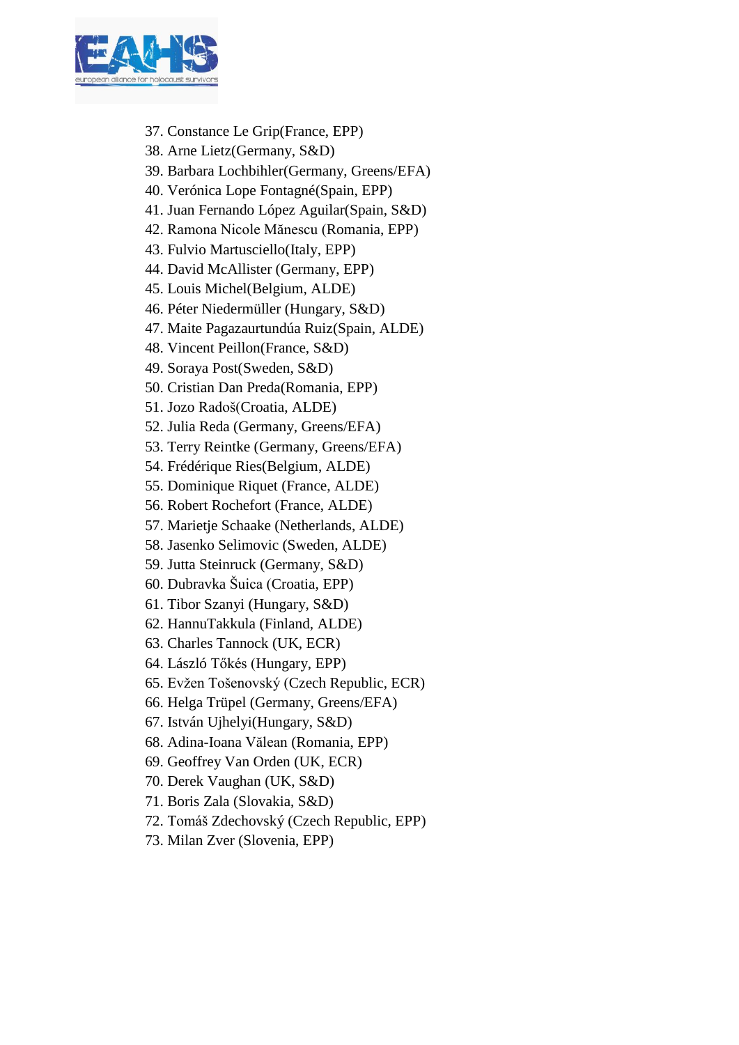37. Constance Le Grip(France, EPP)
38. Arne Lietz(Germany, S&D)
39. Barbara Lochbihler(Germany, Greens/EFA)
40. Verónica Lope Fontagné(Spain, EPP)
41. Juan Fernando López Aguilar(Spain, S&D)
42. Ramona Nicole Mănescu (Romania, EPP)
43. Fulvio Martusciello(Italy, EPP)
44. David McAllister (Germany, EPP)
45. Louis Michel(Belgium, ALDE)
46. Péter Niedermüller (Hungary, S&D)
47. Maite Pagazaurtundúa Ruiz(Spain, ALDE)
48. Vincent Peillon(France, S&D)
49. Soraya Post(Sweden, S&D)
50. Cristian Dan Preda(Romania, EPP)
51. Jozo Radoš(Croatia, ALDE)
52. Julia Reda (Germany, Greens/EFA)
53. Terry Reintke (Germany, Greens/EFA)
54. Frédérique Ries(Belgium, ALDE)
55. Dominique Riquet (France, ALDE)
56. Robert Rochefort (France, ALDE)
57. Marietje Schaake (Netherlands, ALDE)
58. Jasenko Selimovic (Sweden, ALDE)
59. Jutta Steinruck (Germany, S&D)
60. Dubravka Šuica (Croatia, EPP)
61. Tibor Szanyi (Hungary, S&D)
62. HannuTakkula (Finland, ALDE)
63. Charles Tannock (UK, ECR)
64. László Tőkés (Hungary, EPP)
65. Evžen Tošenovský (Czech Republic, ECR)
66. Helga Trüpel (Germany, Greens/EFA)
67. István Ujhelyi(Hungary, S&D)
68. Adina-Ioana Vălean (Romania, EPP)
69. Geoffrey Van Orden (UK, ECR)
70. Derek Vaughan (UK, S&D)
71. Boris Zala (Slovakia, S&D)
72. Tomáš Zdechovský (Czech Republic, EPP)
73. Milan Zver (Slovenia, EPP)